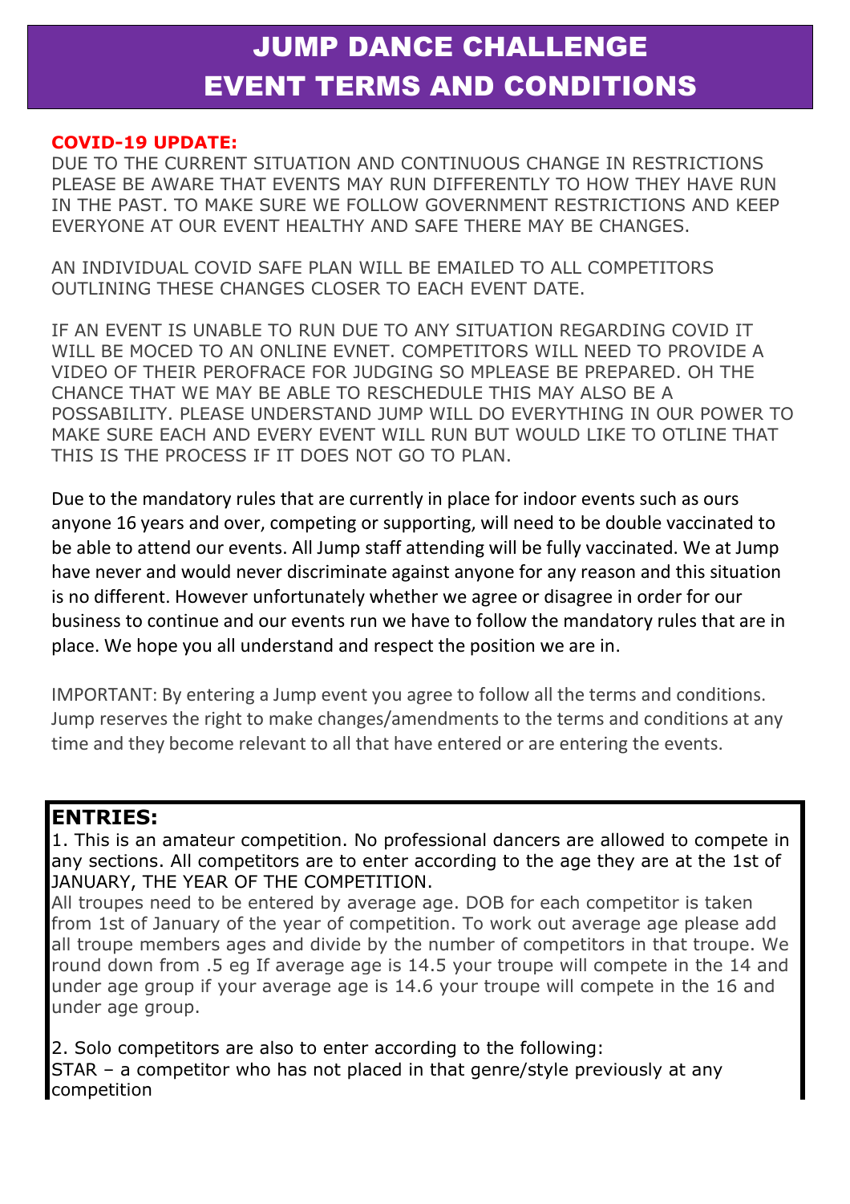# JUMP DANCE CHALLENGE
# EVENT TERMS AND CONDITIONS

**COVID-19 UPDATE:**

DUE TO THE CURRENT SITUATION AND CONTINUOUS CHANGE IN RESTRICTIONS PLEASE BE AWARE THAT EVENTS MAY RUN DIFFERENTLY TO HOW THEY HAVE RUN IN THE PAST. TO MAKE SURE WE FOLLOW GOVERNMENT RESTRICTIONS AND KEEP EVERYONE AT OUR EVENT HEALTHY AND SAFE THERE MAY BE CHANGES.

AN INDIVIDUAL COVID SAFE PLAN WILL BE EMAILED TO ALL COMPETITORS OUTLINING THESE CHANGES CLOSER TO EACH EVENT DATE.

IF AN EVENT IS UNABLE TO RUN DUE TO ANY SITUATION REGARDING COVID IT WILL BE MOCED TO AN ONLINE EVNET. COMPETITORS WILL NEED TO PROVIDE A VIDEO OF THEIR PEROFRACE FOR JUDGING SO MPLEASE BE PREPARED. OH THE CHANCE THAT WE MAY BE ABLE TO RESCHEDULE THIS MAY ALSO BE A POSSABILITY. PLEASE UNDERSTAND JUMP WILL DO EVERYTHING IN OUR POWER TO MAKE SURE EACH AND EVERY EVENT WILL RUN BUT WOULD LIKE TO OTLINE THAT THIS IS THE PROCESS IF IT DOES NOT GO TO PLAN.

Due to the mandatory rules that are currently in place for indoor events such as ours anyone 16 years and over, competing or supporting, will need to be double vaccinated to be able to attend our events. All Jump staff attending will be fully vaccinated. We at Jump have never and would never discriminate against anyone for any reason and this situation is no different. However unfortunately whether we agree or disagree in order for our business to continue and our events run we have to follow the mandatory rules that are in place. We hope you all understand and respect the position we are in.

IMPORTANT: By entering a Jump event you agree to follow all the terms and conditions. Jump reserves the right to make changes/amendments to the terms and conditions at any time and they become relevant to all that have entered or are entering the events.

## ENTRIES:

1. This is an amateur competition. No professional dancers are allowed to compete in any sections. All competitors are to enter according to the age they are at the 1st of JANUARY, THE YEAR OF THE COMPETITION.

All troupes need to be entered by average age. DOB for each competitor is taken from 1st of January of the year of competition. To work out average age please add all troupe members ages and divide by the number of competitors in that troupe. We round down from .5 eg If average age is 14.5 your troupe will compete in the 14 and under age group if your average age is 14.6 your troupe will compete in the 16 and under age group.

2. Solo competitors are also to enter according to the following:

STAR – a competitor who has not placed in that genre/style previously at any competition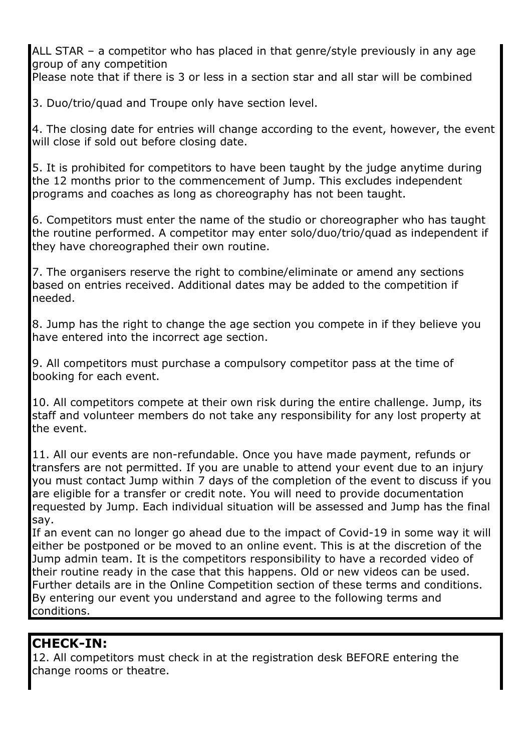ALL STAR – a competitor who has placed in that genre/style previously in any age group of any competition
Please note that if there is 3 or less in a section star and all star will be combined

3. Duo/trio/quad and Troupe only have section level.

4. The closing date for entries will change according to the event, however, the event will close if sold out before closing date.

5. It is prohibited for competitors to have been taught by the judge anytime during the 12 months prior to the commencement of Jump. This excludes independent programs and coaches as long as choreography has not been taught.

6. Competitors must enter the name of the studio or choreographer who has taught the routine performed. A competitor may enter solo/duo/trio/quad as independent if they have choreographed their own routine.

7. The organisers reserve the right to combine/eliminate or amend any sections based on entries received. Additional dates may be added to the competition if needed.

8. Jump has the right to change the age section you compete in if they believe you have entered into the incorrect age section.

9. All competitors must purchase a compulsory competitor pass at the time of booking for each event.

10. All competitors compete at their own risk during the entire challenge. Jump, its staff and volunteer members do not take any responsibility for any lost property at the event.

11. All our events are non-refundable. Once you have made payment, refunds or transfers are not permitted. If you are unable to attend your event due to an injury you must contact Jump within 7 days of the completion of the event to discuss if you are eligible for a transfer or credit note. You will need to provide documentation requested by Jump. Each individual situation will be assessed and Jump has the final say.
If an event can no longer go ahead due to the impact of Covid-19 in some way it will either be postponed or be moved to an online event. This is at the discretion of the Jump admin team. It is the competitors responsibility to have a recorded video of their routine ready in the case that this happens. Old or new videos can be used. Further details are in the Online Competition section of these terms and conditions. By entering our event you understand and agree to the following terms and conditions.

## CHECK-IN:

12. All competitors must check in at the registration desk BEFORE entering the change rooms or theatre.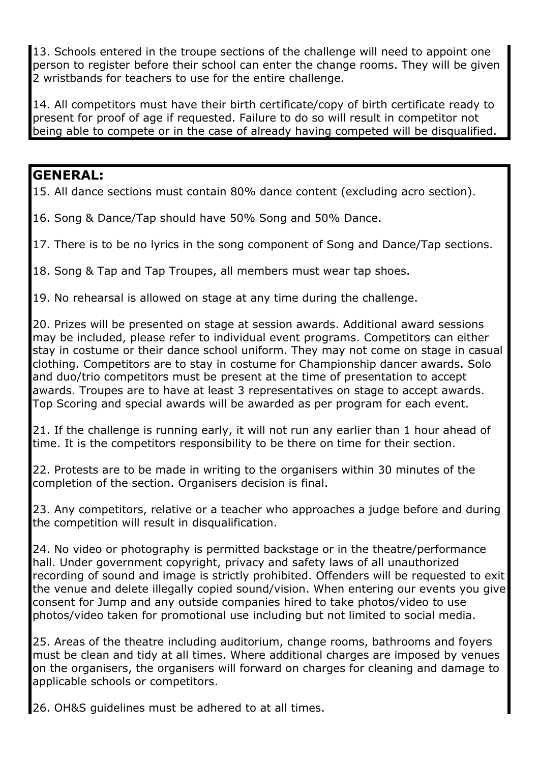13. Schools entered in the troupe sections of the challenge will need to appoint one person to register before their school can enter the change rooms. They will be given 2 wristbands for teachers to use for the entire challenge.

14. All competitors must have their birth certificate/copy of birth certificate ready to present for proof of age if requested. Failure to do so will result in competitor not being able to compete or in the case of already having competed will be disqualified.

## GENERAL:

15. All dance sections must contain 80% dance content (excluding acro section).

16. Song & Dance/Tap should have 50% Song and 50% Dance.

17. There is to be no lyrics in the song component of Song and Dance/Tap sections.

18. Song & Tap and Tap Troupes, all members must wear tap shoes.

19. No rehearsal is allowed on stage at any time during the challenge.

20. Prizes will be presented on stage at session awards. Additional award sessions may be included, please refer to individual event programs. Competitors can either stay in costume or their dance school uniform. They may not come on stage in casual clothing. Competitors are to stay in costume for Championship dancer awards. Solo and duo/trio competitors must be present at the time of presentation to accept awards. Troupes are to have at least 3 representatives on stage to accept awards. Top Scoring and special awards will be awarded as per program for each event.

21. If the challenge is running early, it will not run any earlier than 1 hour ahead of time. It is the competitors responsibility to be there on time for their section.

22. Protests are to be made in writing to the organisers within 30 minutes of the completion of the section. Organisers decision is final.

23. Any competitors, relative or a teacher who approaches a judge before and during the competition will result in disqualification.

24. No video or photography is permitted backstage or in the theatre/performance hall. Under government copyright, privacy and safety laws of all unauthorized recording of sound and image is strictly prohibited. Offenders will be requested to exit the venue and delete illegally copied sound/vision. When entering our events you give consent for Jump and any outside companies hired to take photos/video to use photos/video taken for promotional use including but not limited to social media.

25. Areas of the theatre including auditorium, change rooms, bathrooms and foyers must be clean and tidy at all times. Where additional charges are imposed by venues on the organisers, the organisers will forward on charges for cleaning and damage to applicable schools or competitors.

26. OH&S guidelines must be adhered to at all times.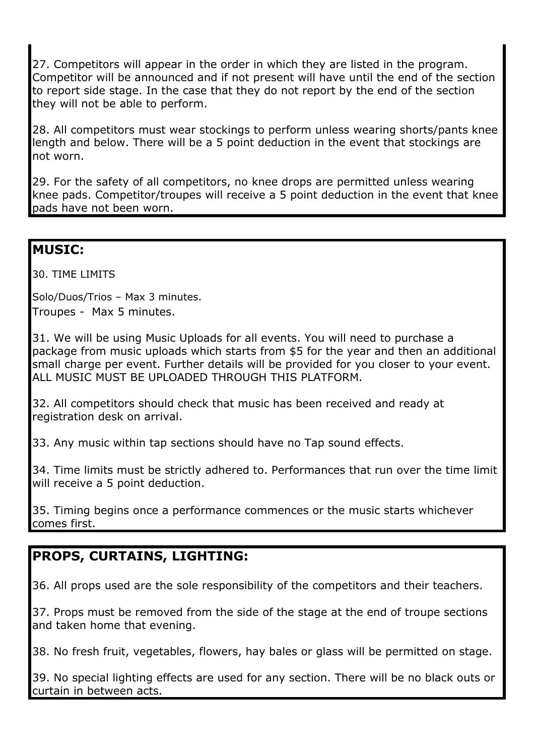27. Competitors will appear in the order in which they are listed in the program. Competitor will be announced and if not present will have until the end of the section to report side stage. In the case that they do not report by the end of the section they will not be able to perform.

28. All competitors must wear stockings to perform unless wearing shorts/pants knee length and below. There will be a 5 point deduction in the event that stockings are not worn.

29. For the safety of all competitors, no knee drops are permitted unless wearing knee pads. Competitor/troupes will receive a 5 point deduction in the event that knee pads have not been worn.

## MUSIC:

30. TIME LIMITS

Solo/Duos/Trios – Max 3 minutes.
Troupes - Max 5 minutes.

31. We will be using Music Uploads for all events. You will need to purchase a package from music uploads which starts from $5 for the year and then an additional small charge per event. Further details will be provided for you closer to your event. ALL MUSIC MUST BE UPLOADED THROUGH THIS PLATFORM.

32. All competitors should check that music has been received and ready at registration desk on arrival.

33. Any music within tap sections should have no Tap sound effects.

34. Time limits must be strictly adhered to. Performances that run over the time limit will receive a 5 point deduction.

35. Timing begins once a performance commences or the music starts whichever comes first.

## PROPS, CURTAINS, LIGHTING:

36. All props used are the sole responsibility of the competitors and their teachers.

37. Props must be removed from the side of the stage at the end of troupe sections and taken home that evening.

38. No fresh fruit, vegetables, flowers, hay bales or glass will be permitted on stage.

39. No special lighting effects are used for any section. There will be no black outs or curtain in between acts.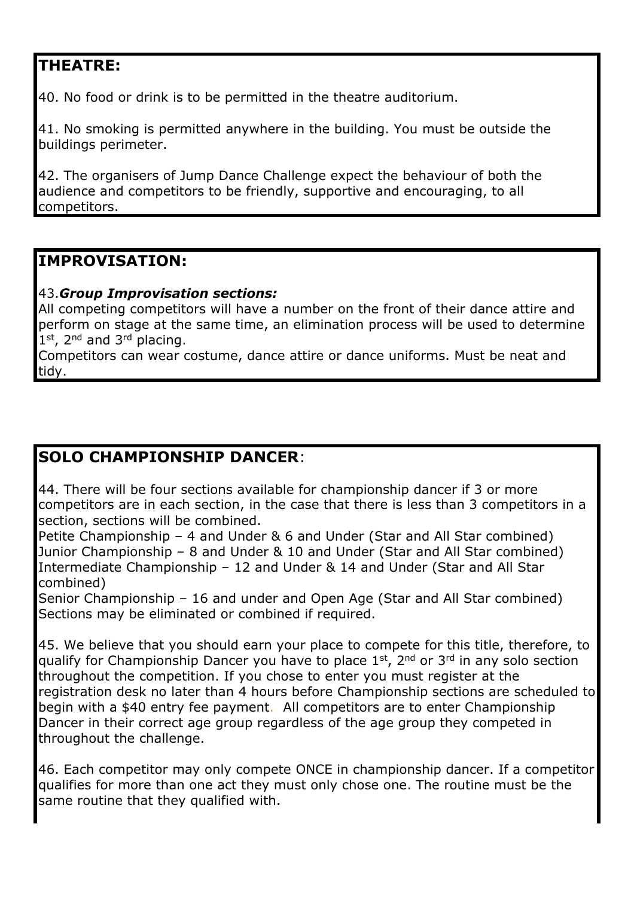## THEATRE:

40. No food or drink is to be permitted in the theatre auditorium.

41. No smoking is permitted anywhere in the building. You must be outside the buildings perimeter.

42. The organisers of Jump Dance Challenge expect the behaviour of both the audience and competitors to be friendly, supportive and encouraging, to all competitors.

## IMPROVISATION:

43.***Group Improvisation sections:***
All competing competitors will have a number on the front of their dance attire and perform on stage at the same time, an elimination process will be used to determine 1st, 2nd and 3rd placing.
Competitors can wear costume, dance attire or dance uniforms. Must be neat and tidy.

## SOLO CHAMPIONSHIP DANCER:

44. There will be four sections available for championship dancer if 3 or more competitors are in each section, in the case that there is less than 3 competitors in a section, sections will be combined.
Petite Championship – 4 and Under & 6 and Under (Star and All Star combined)
Junior Championship – 8 and Under & 10 and Under (Star and All Star combined)
Intermediate Championship – 12 and Under & 14 and Under (Star and All Star combined)
Senior Championship – 16 and under and Open Age (Star and All Star combined)
Sections may be eliminated or combined if required.

45. We believe that you should earn your place to compete for this title, therefore, to qualify for Championship Dancer you have to place 1st, 2nd or 3rd in any solo section throughout the competition. If you chose to enter you must register at the registration desk no later than 4 hours before Championship sections are scheduled to begin with a $40 entry fee payment. All competitors are to enter Championship Dancer in their correct age group regardless of the age group they competed in throughout the challenge.

46. Each competitor may only compete ONCE in championship dancer. If a competitor qualifies for more than one act they must only chose one. The routine must be the same routine that they qualified with.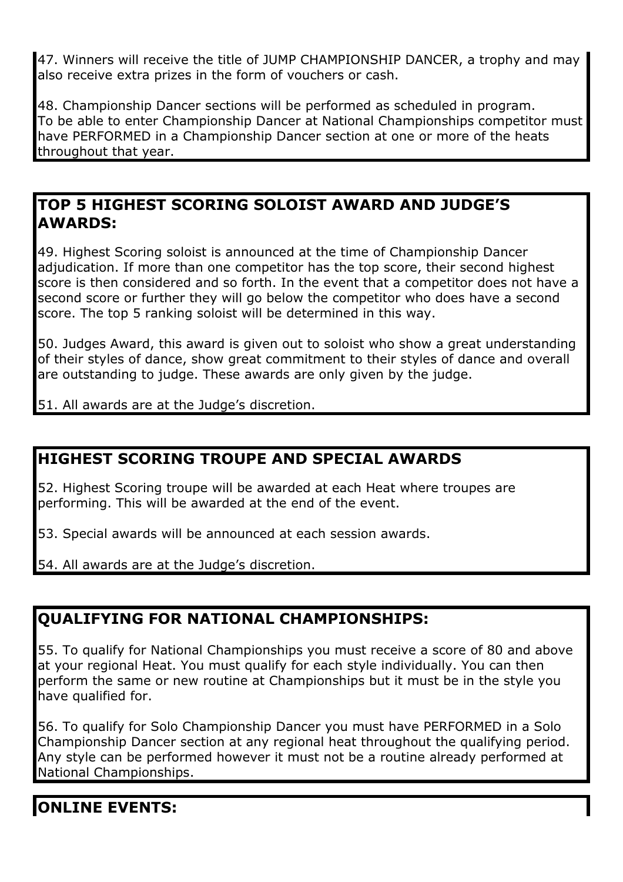47. Winners will receive the title of JUMP CHAMPIONSHIP DANCER, a trophy and may also receive extra prizes in the form of vouchers or cash.

48. Championship Dancer sections will be performed as scheduled in program. To be able to enter Championship Dancer at National Championships competitor must have PERFORMED in a Championship Dancer section at one or more of the heats throughout that year.

## TOP 5 HIGHEST SCORING SOLOIST AWARD AND JUDGE'S AWARDS:

49. Highest Scoring soloist is announced at the time of Championship Dancer adjudication. If more than one competitor has the top score, their second highest score is then considered and so forth. In the event that a competitor does not have a second score or further they will go below the competitor who does have a second score. The top 5 ranking soloist will be determined in this way.

50. Judges Award, this award is given out to soloist who show a great understanding of their styles of dance, show great commitment to their styles of dance and overall are outstanding to judge. These awards are only given by the judge.

51. All awards are at the Judge's discretion.

## HIGHEST SCORING TROUPE AND SPECIAL AWARDS

52. Highest Scoring troupe will be awarded at each Heat where troupes are performing. This will be awarded at the end of the event.

53. Special awards will be announced at each session awards.

54. All awards are at the Judge's discretion.

## QUALIFYING FOR NATIONAL CHAMPIONSHIPS:

55. To qualify for National Championships you must receive a score of 80 and above at your regional Heat. You must qualify for each style individually. You can then perform the same or new routine at Championships but it must be in the style you have qualified for.

56. To qualify for Solo Championship Dancer you must have PERFORMED in a Solo Championship Dancer section at any regional heat throughout the qualifying period. Any style can be performed however it must not be a routine already performed at National Championships.

## ONLINE EVENTS: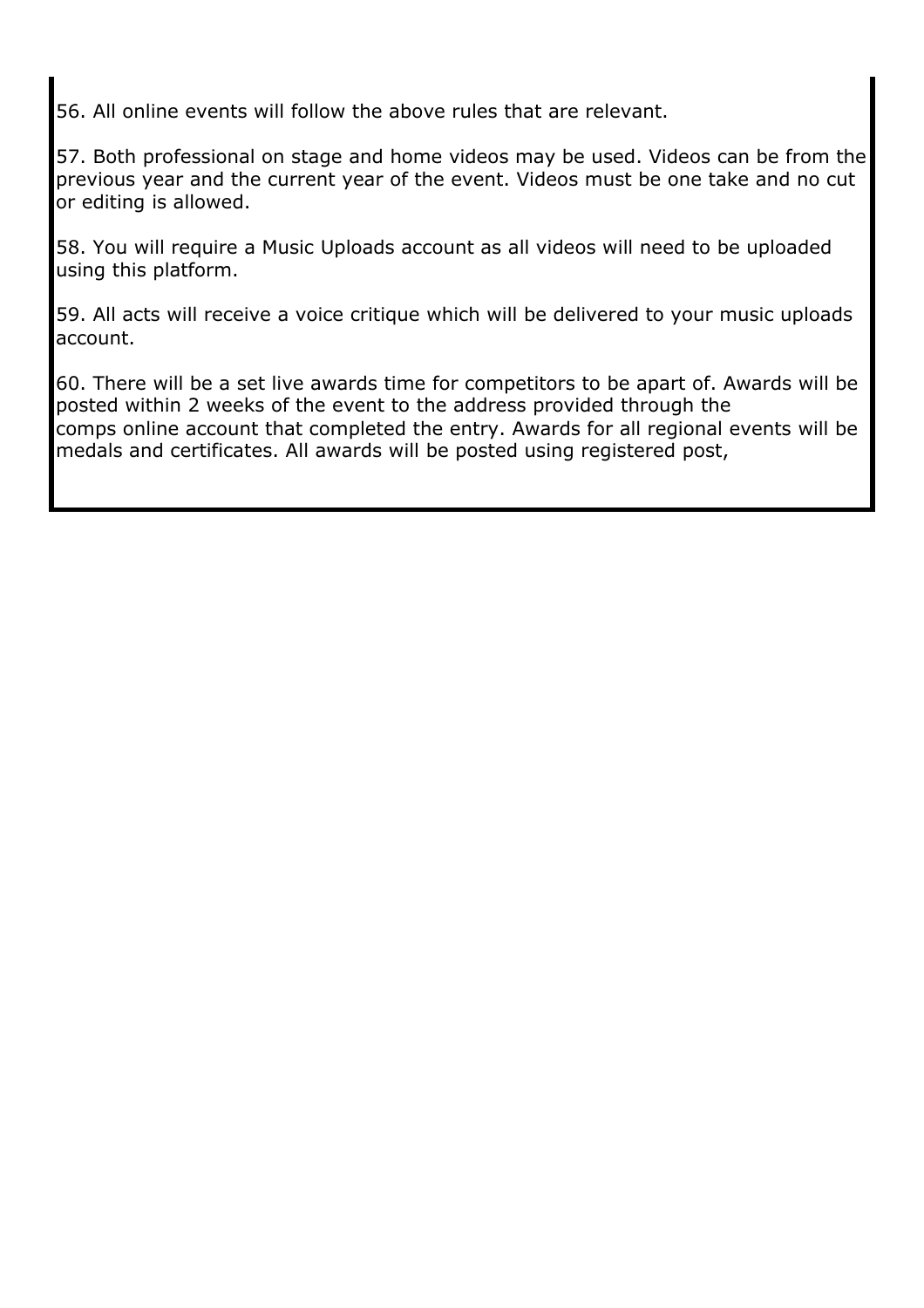56. All online events will follow the above rules that are relevant.

57. Both professional on stage and home videos may be used. Videos can be from the previous year and the current year of the event. Videos must be one take and no cut or editing is allowed.

58. You will require a Music Uploads account as all videos will need to be uploaded using this platform.

59. All acts will receive a voice critique which will be delivered to your music uploads account.

60. There will be a set live awards time for competitors to be apart of. Awards will be posted within 2 weeks of the event to the address provided through the comps online account that completed the entry. Awards for all regional events will be medals and certificates. All awards will be posted using registered post,